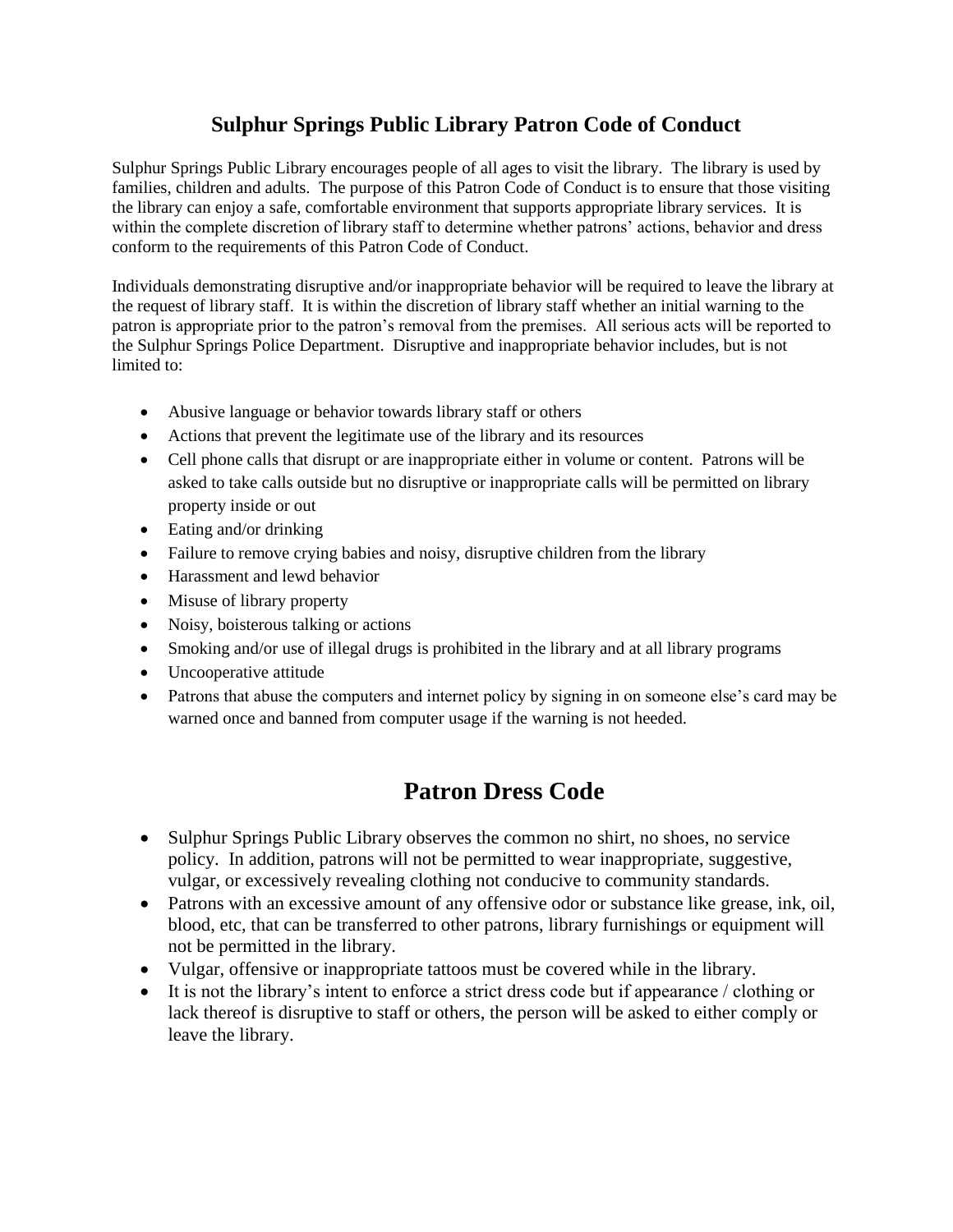# Sulphur Springs Public Library Patron Code of Conduct

Sulphur Springs Public Library encourages people of all ages to visit the library. The library is used by families, children and adults. The purpose of this Patron Code of Conduct is to ensure that those visiting the library can enjoy a safe, comfortable environment that supports appropriate library services. It is within the complete discretion of library staff to determine whether patrons' actions, behavior and dress conform to the requirements of this Patron Code of Conduct.

Individuals demonstrating disruptive and/or inappropriate behavior will be required to leave the library at the request of library staff. It is within the discretion of library staff whether an initial warning to the patron is appropriate prior to the patron's removal from the premises. All serious acts will be reported to the Sulphur Springs Police Department. Disruptive and inappropriate behavior includes, but is not limited to:

- Abusive language or behavior towards library staff or others
- Actions that prevent the legitimate use of the library and its resources
- Cell phone calls that disrupt or are inappropriate either in volume or content. Patrons will be asked to take calls outside but no disruptive or inappropriate calls will be permitted on library property inside or out
- Eating and/or drinking
- Failure to remove crying babies and noisy, disruptive children from the library
- Harassment and lewd behavior
- Misuse of library property
- Noisy, boisterous talking or actions
- Smoking and/or use of illegal drugs is prohibited in the library and at all library programs
- Uncooperative attitude
- Patrons that abuse the computers and internet policy by signing in on someone else's card may be warned once and banned from computer usage if the warning is not heeded.

## Patron Dress Code

- Sulphur Springs Public Library observes the common no shirt, no shoes, no service policy. In addition, patrons will not be permitted to wear inappropriate, suggestive, vulgar, or excessively revealing clothing not conducive to community standards.
- Patrons with an excessive amount of any offensive odor or substance like grease, ink, oil, blood, etc, that can be transferred to other patrons, library furnishings or equipment will not be permitted in the library.
- Vulgar, offensive or inappropriate tattoos must be covered while in the library.
- It is not the library's intent to enforce a strict dress code but if appearance / clothing or lack thereof is disruptive to staff or others, the person will be asked to either comply or leave the library.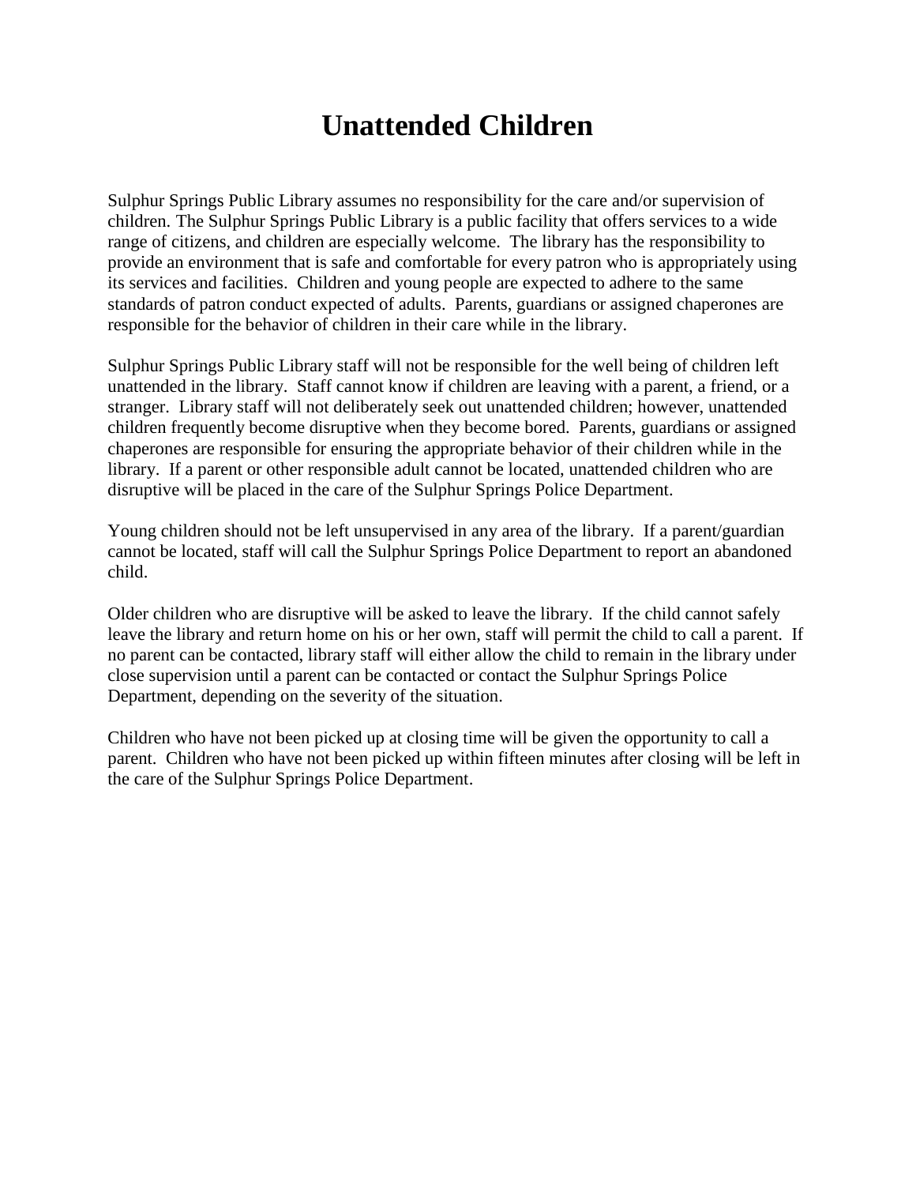# Unattended Children

Sulphur Springs Public Library assumes no responsibility for the care and/or supervision of children. The Sulphur Springs Public Library is a public facility that offers services to a wide range of citizens, and children are especially welcome. The library has the responsibility to provide an environment that is safe and comfortable for every patron who is appropriately using its services and facilities. Children and young people are expected to adhere to the same standards of patron conduct expected of adults. Parents, guardians or assigned chaperones are responsible for the behavior of children in their care while in the library.

Sulphur Springs Public Library staff will not be responsible for the well being of children left unattended in the library. Staff cannot know if children are leaving with a parent, a friend, or a stranger. Library staff will not deliberately seek out unattended children; however, unattended children frequently become disruptive when they become bored. Parents, guardians or assigned chaperones are responsible for ensuring the appropriate behavior of their children while in the library. If a parent or other responsible adult cannot be located, unattended children who are disruptive will be placed in the care of the Sulphur Springs Police Department.

Young children should not be left unsupervised in any area of the library. If a parent/guardian cannot be located, staff will call the Sulphur Springs Police Department to report an abandoned child.

Older children who are disruptive will be asked to leave the library. If the child cannot safely leave the library and return home on his or her own, staff will permit the child to call a parent. If no parent can be contacted, library staff will either allow the child to remain in the library under close supervision until a parent can be contacted or contact the Sulphur Springs Police Department, depending on the severity of the situation.

Children who have not been picked up at closing time will be given the opportunity to call a parent. Children who have not been picked up within fifteen minutes after closing will be left in the care of the Sulphur Springs Police Department.